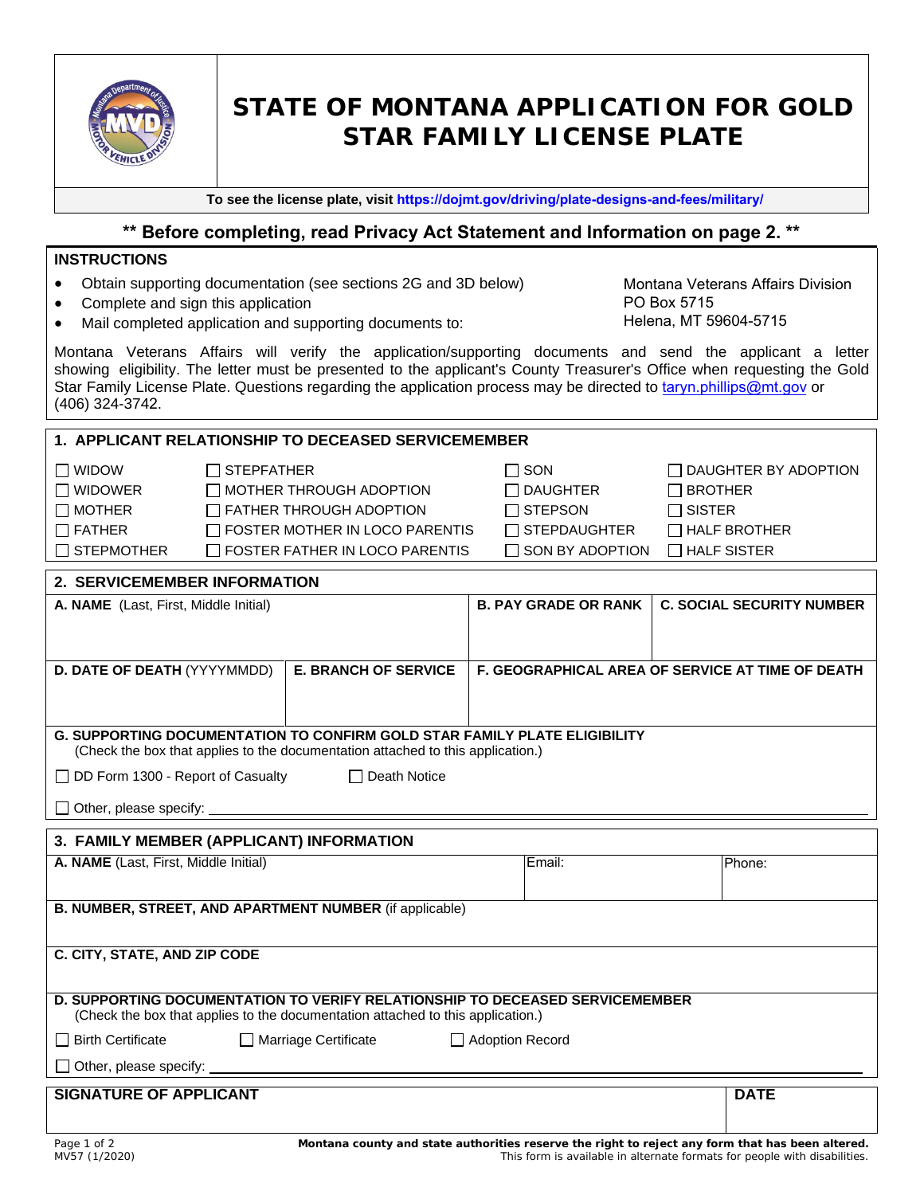# STATE OF MONTANA APPLICATION FOR GOLD STAR FAMILY LICENSE PLATE

**To see the license plate, visit https://dojmt.gov/driving/plate-designs-and-fees/military/**

**\*\* Before completing, read Privacy Act Statement and Information on page 2. \*\***

## INSTRUCTIONS

- Obtain supporting documentation (see sections 2G and 3D below)
- Complete and sign this application
- Mail completed application and supporting documents to:

Montana Veterans Affairs Division
PO Box 5715
Helena, MT 59604-5715

Montana Veterans Affairs will verify the application/supporting documents and send the applicant a letter showing eligibility. The letter must be presented to the applicant's County Treasurer's Office when requesting the Gold Star Family License Plate. Questions regarding the application process may be directed to taryn.phillips@mt.gov or (406) 324-3742.

## 1. APPLICANT RELATIONSHIP TO DECEASED SERVICEMEMBER

| | | | |
|---|---|---|---|
| ☐ WIDOW | ☐ STEPFATHER | ☐ SON | ☐ DAUGHTER BY ADOPTION |
| ☐ WIDOWER | ☐ MOTHER THROUGH ADOPTION | ☐ DAUGHTER | ☐ BROTHER |
| ☐ MOTHER | ☐ FATHER THROUGH ADOPTION | ☐ STEPSON | ☐ SISTER |
| ☐ FATHER | ☐ FOSTER MOTHER IN LOCO PARENTIS | ☐ STEPDAUGHTER | ☐ HALF BROTHER |
| ☐ STEPMOTHER | ☐ FOSTER FATHER IN LOCO PARENTIS | ☐ SON BY ADOPTION | ☐ HALF SISTER |

## 2. SERVICEMEMBER INFORMATION

| **A. NAME** (Last, First, Middle Initial) | **B. PAY GRADE OR RANK** | **C. SOCIAL SECURITY NUMBER** |
|---|---|---|
| | | |

| **D. DATE OF DEATH** (YYYYMMDD) | **E. BRANCH OF SERVICE** | **F. GEOGRAPHICAL AREA OF SERVICE AT TIME OF DEATH** |
|---|---|---|
| | | |

**G. SUPPORTING DOCUMENTATION TO CONFIRM GOLD STAR FAMILY PLATE ELIGIBILITY**
(Check the box that applies to the documentation attached to this application.)

☐ DD Form 1300 - Report of Casualty ☐ Death Notice

☐ Other, please specify: ______________________________

## 3. FAMILY MEMBER (APPLICANT) INFORMATION

| **A. NAME** (Last, First, Middle Initial) | Email: | Phone: |
|---|---|---|
| | | |

**B. NUMBER, STREET, AND APARTMENT NUMBER** (if applicable)

**C. CITY, STATE, AND ZIP CODE**

**D. SUPPORTING DOCUMENTATION TO VERIFY RELATIONSHIP TO DECEASED SERVICEMEMBER**
(Check the box that applies to the documentation attached to this application.)

☐ Birth Certificate ☐ Marriage Certificate ☐ Adoption Record

☐ Other, please specify: ______________________________

| **SIGNATURE OF APPLICANT** | **DATE** |
|---|---|
| | |

MV57 (1/2020)

**Montana county and state authorities reserve the right to reject any form that has been altered.**
This form is available in alternate formats for people with disabilities.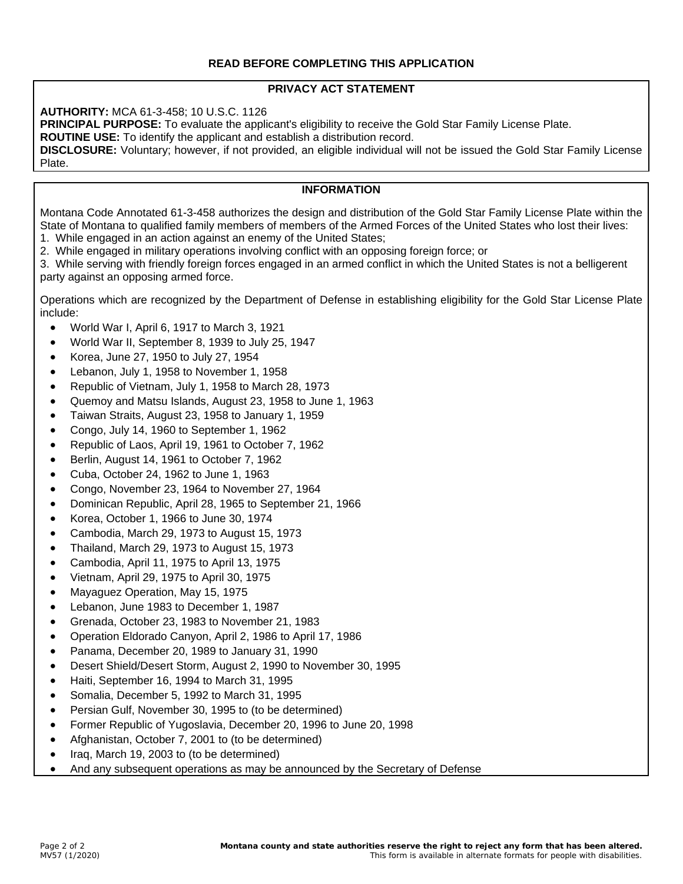**READ BEFORE COMPLETING THIS APPLICATION**

## PRIVACY ACT STATEMENT

**AUTHORITY:** MCA 61-3-458; 10 U.S.C. 1126
**PRINCIPAL PURPOSE:** To evaluate the applicant's eligibility to receive the Gold Star Family License Plate.
**ROUTINE USE:** To identify the applicant and establish a distribution record.
**DISCLOSURE:** Voluntary; however, if not provided, an eligible individual will not be issued the Gold Star Family License Plate.

## INFORMATION

Montana Code Annotated 61-3-458 authorizes the design and distribution of the Gold Star Family License Plate within the State of Montana to qualified family members of members of the Armed Forces of the United States who lost their lives:

1. While engaged in an action against an enemy of the United States;
2. While engaged in military operations involving conflict with an opposing foreign force; or
3. While serving with friendly foreign forces engaged in an armed conflict in which the United States is not a belligerent party against an opposing armed force.

Operations which are recognized by the Department of Defense in establishing eligibility for the Gold Star License Plate include:

- World War I, April 6, 1917 to March 3, 1921
- World War II, September 8, 1939 to July 25, 1947
- Korea, June 27, 1950 to July 27, 1954
- Lebanon, July 1, 1958 to November 1, 1958
- Republic of Vietnam, July 1, 1958 to March 28, 1973
- Quemoy and Matsu Islands, August 23, 1958 to June 1, 1963
- Taiwan Straits, August 23, 1958 to January 1, 1959
- Congo, July 14, 1960 to September 1, 1962
- Republic of Laos, April 19, 1961 to October 7, 1962
- Berlin, August 14, 1961 to October 7, 1962
- Cuba, October 24, 1962 to June 1, 1963
- Congo, November 23, 1964 to November 27, 1964
- Dominican Republic, April 28, 1965 to September 21, 1966
- Korea, October 1, 1966 to June 30, 1974
- Cambodia, March 29, 1973 to August 15, 1973
- Thailand, March 29, 1973 to August 15, 1973
- Cambodia, April 11, 1975 to April 13, 1975
- Vietnam, April 29, 1975 to April 30, 1975
- Mayaguez Operation, May 15, 1975
- Lebanon, June 1983 to December 1, 1987
- Grenada, October 23, 1983 to November 21, 1983
- Operation Eldorado Canyon, April 2, 1986 to April 17, 1986
- Panama, December 20, 1989 to January 31, 1990
- Desert Shield/Desert Storm, August 2, 1990 to November 30, 1995
- Haiti, September 16, 1994 to March 31, 1995
- Somalia, December 5, 1992 to March 31, 1995
- Persian Gulf, November 30, 1995 to (to be determined)
- Former Republic of Yugoslavia, December 20, 1996 to June 20, 1998
- Afghanistan, October 7, 2001 to (to be determined)
- Iraq, March 19, 2003 to (to be determined)
- And any subsequent operations as may be announced by the Secretary of Defense

MV57 (1/2020)

***Montana county and state authorities reserve the right to reject any form that has been altered.***
*This form is available in alternate formats for people with disabilities.*